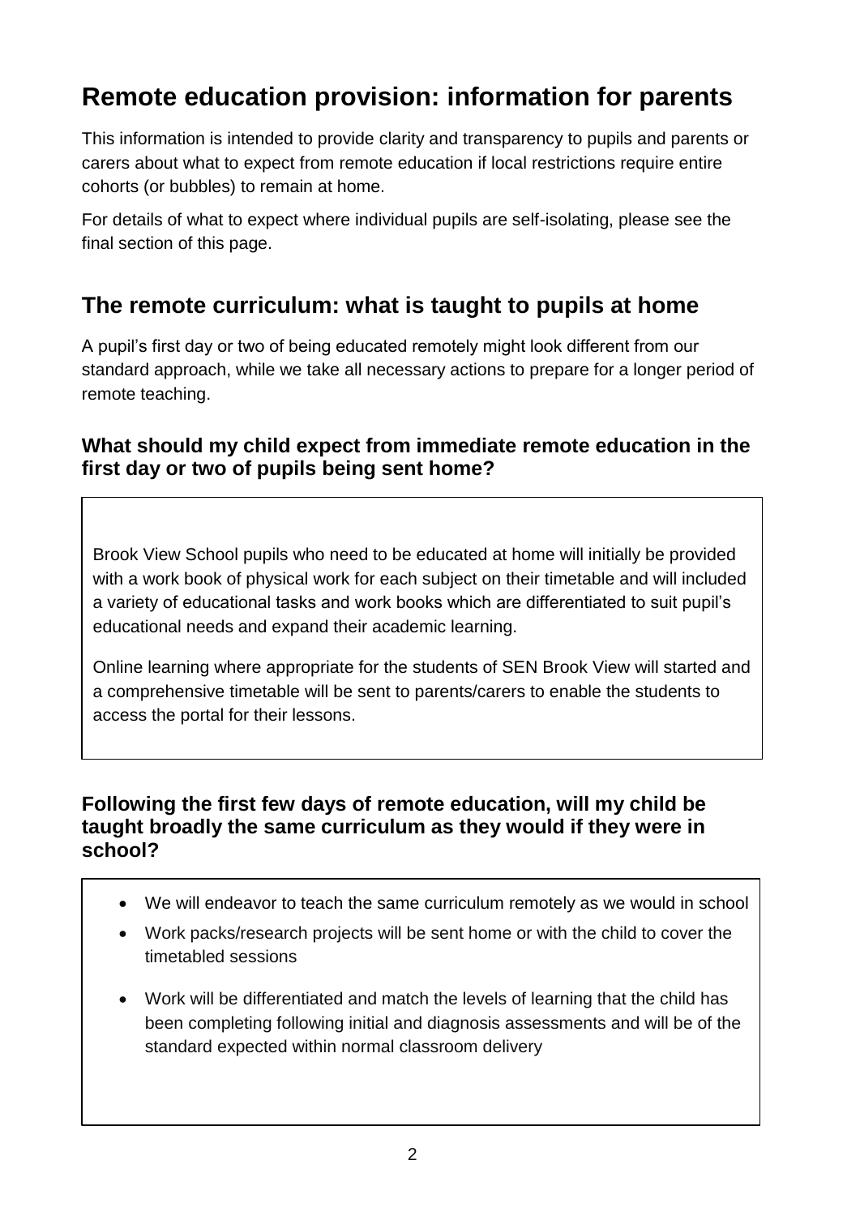# Remote education provision: information for parents

This information is intended to provide clarity and transparency to pupils and parents or carers about what to expect from remote education if local restrictions require entire cohorts (or bubbles) to remain at home.

For details of what to expect where individual pupils are self-isolating, please see the final section of this page.

## The remote curriculum: what is taught to pupils at home

A pupil's first day or two of being educated remotely might look different from our standard approach, while we take all necessary actions to prepare for a longer period of remote teaching.

### What should my child expect from immediate remote education in the first day or two of pupils being sent home?

Brook View School pupils who need to be educated at home will initially be provided with a work book of physical work for each subject on their timetable and will included a variety of educational tasks and work books which are differentiated to suit pupil's educational needs and expand their academic learning.

Online learning where appropriate for the students of SEN Brook View will started and a comprehensive timetable will be sent to parents/carers to enable the students to access the portal for their lessons.

### Following the first few days of remote education, will my child be taught broadly the same curriculum as they would if they were in school?

- We will endeavor to teach the same curriculum remotely as we would in school
- Work packs/research projects will be sent home or with the child to cover the timetabled sessions
- Work will be differentiated and match the levels of learning that the child has been completing following initial and diagnosis assessments and will be of the standard expected within normal classroom delivery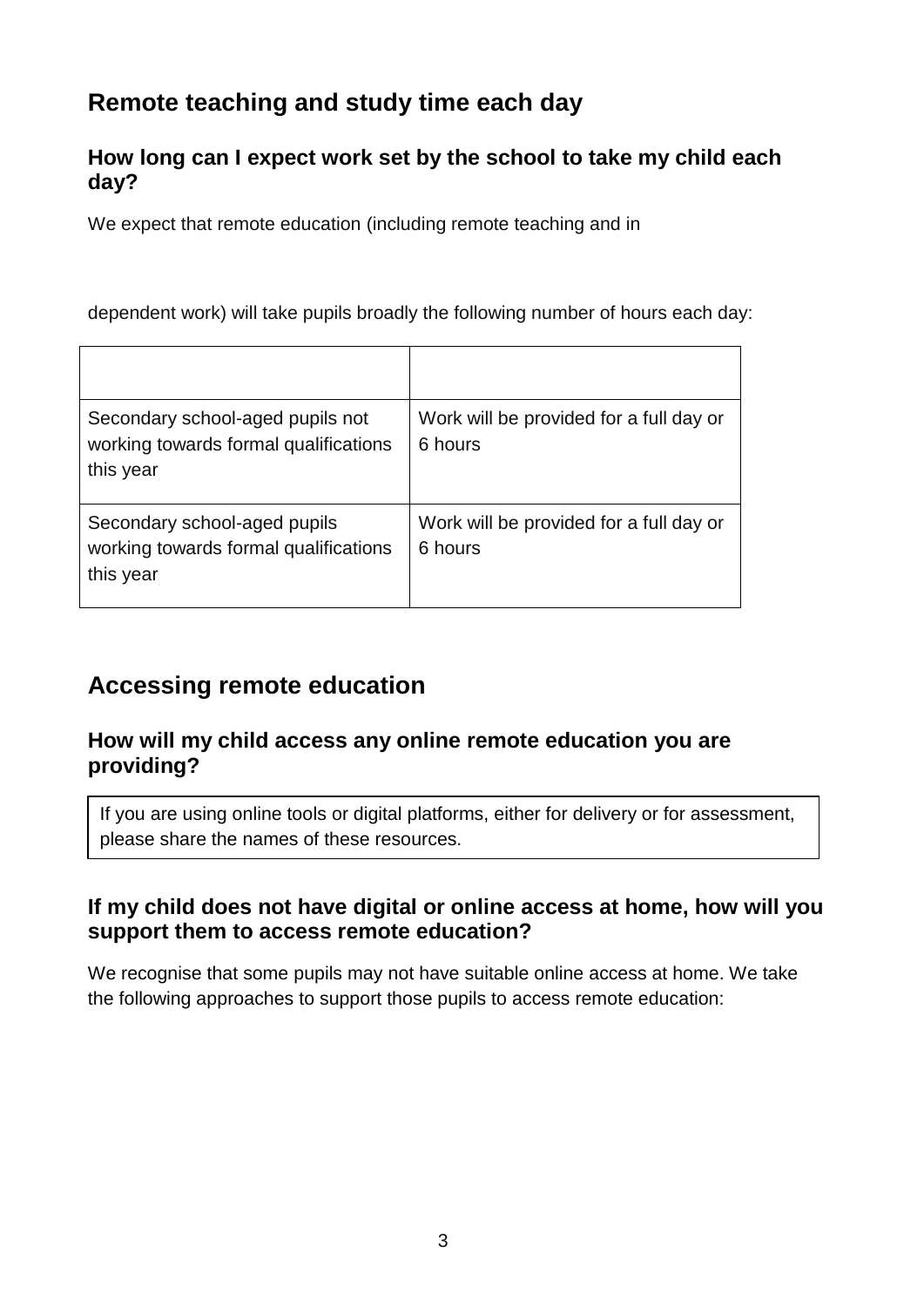## Remote teaching and study time each day

### How long can I expect work set by the school to take my child each day?

We expect that remote education (including remote teaching and in

dependent work) will take pupils broadly the following number of hours each day:

| | |
|---|---|
| Secondary school-aged pupils not working towards formal qualifications this year | Work will be provided for a full day or 6 hours |
| Secondary school-aged pupils working towards formal qualifications this year | Work will be provided for a full day or 6 hours |

## Accessing remote education

### How will my child access any online remote education you are providing?

If you are using online tools or digital platforms, either for delivery or for assessment, please share the names of these resources.

### If my child does not have digital or online access at home, how will you support them to access remote education?

We recognise that some pupils may not have suitable online access at home. We take the following approaches to support those pupils to access remote education: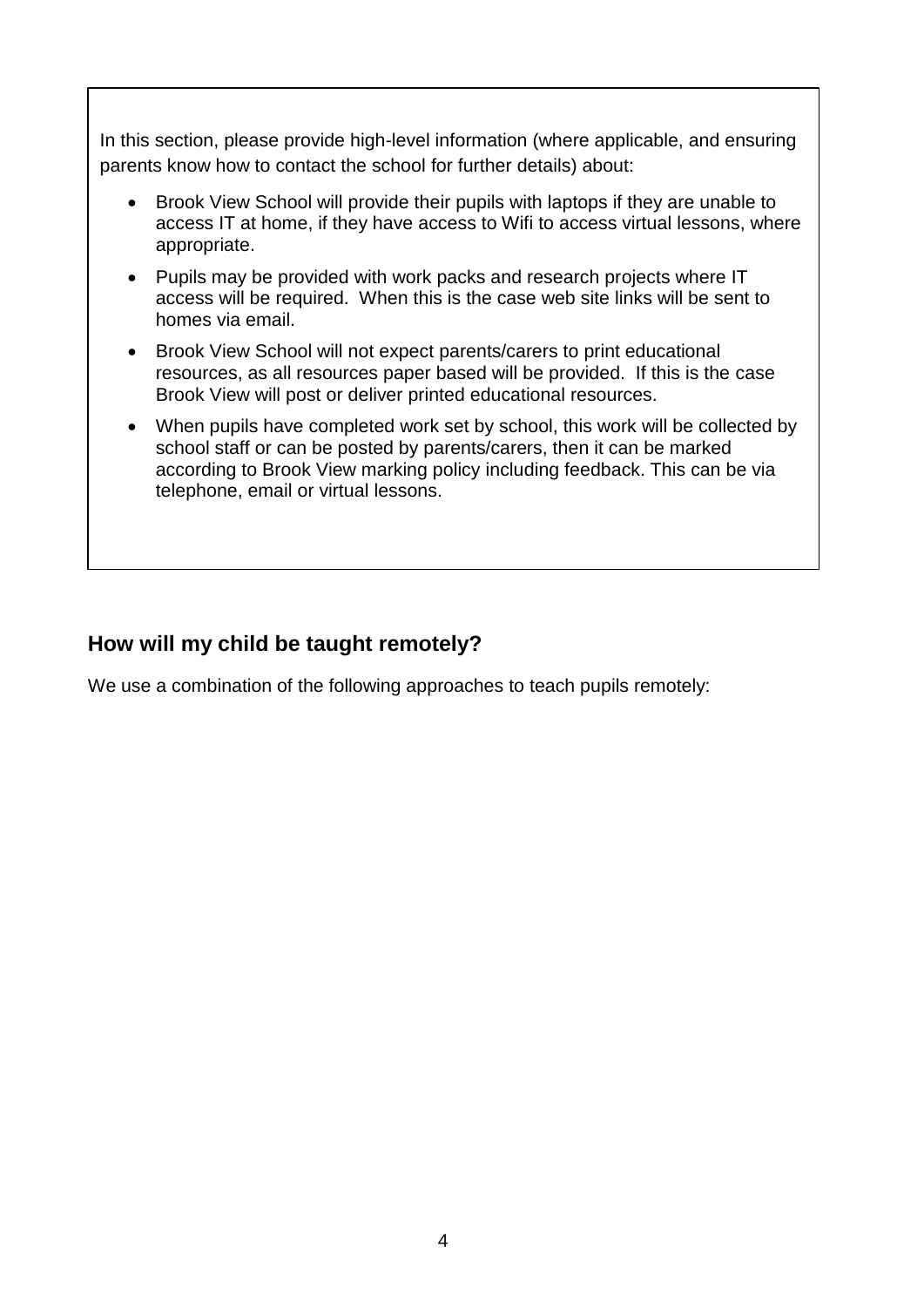In this section, please provide high-level information (where applicable, and ensuring parents know how to contact the school for further details) about:

- Brook View School will provide their pupils with laptops if they are unable to access IT at home, if they have access to Wifi to access virtual lessons, where appropriate.
- Pupils may be provided with work packs and research projects where IT access will be required. When this is the case web site links will be sent to homes via email.
- Brook View School will not expect parents/carers to print educational resources, as all resources paper based will be provided. If this is the case Brook View will post or deliver printed educational resources.
- When pupils have completed work set by school, this work will be collected by school staff or can be posted by parents/carers, then it can be marked according to Brook View marking policy including feedback. This can be via telephone, email or virtual lessons.

## How will my child be taught remotely?

We use a combination of the following approaches to teach pupils remotely: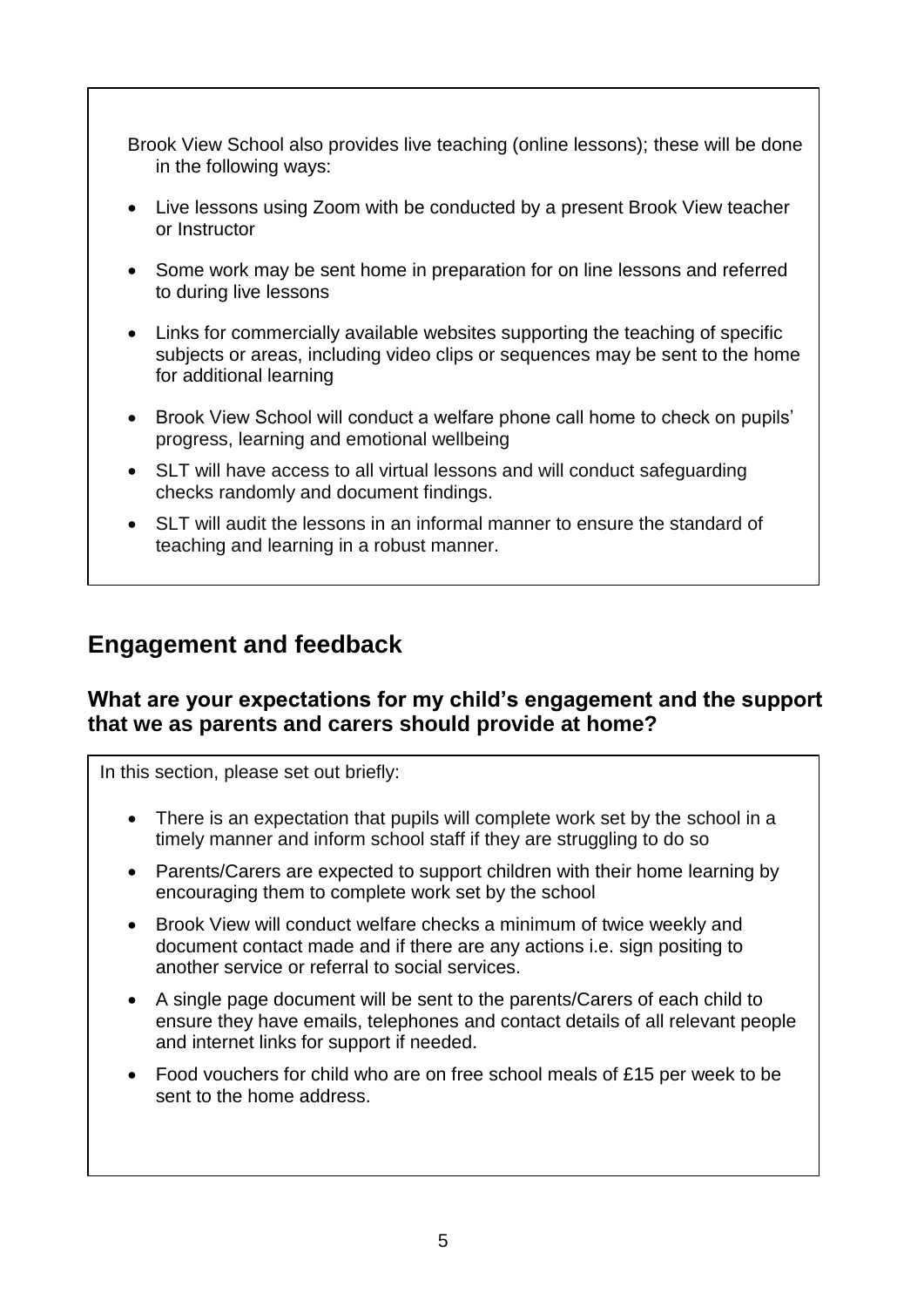Brook View School also provides live teaching (online lessons); these will be done in the following ways:

- Live lessons using Zoom with be conducted by a present Brook View teacher or Instructor
- Some work may be sent home in preparation for on line lessons and referred to during live lessons
- Links for commercially available websites supporting the teaching of specific subjects or areas, including video clips or sequences may be sent to the home for additional learning
- Brook View School will conduct a welfare phone call home to check on pupils' progress, learning and emotional wellbeing
- SLT will have access to all virtual lessons and will conduct safeguarding checks randomly and document findings.
- SLT will audit the lessons in an informal manner to ensure the standard of teaching and learning in a robust manner.

## Engagement and feedback

### What are your expectations for my child's engagement and the support that we as parents and carers should provide at home?

In this section, please set out briefly:

- There is an expectation that pupils will complete work set by the school in a timely manner and inform school staff if they are struggling to do so
- Parents/Carers are expected to support children with their home learning by encouraging them to complete work set by the school
- Brook View will conduct welfare checks a minimum of twice weekly and document contact made and if there are any actions i.e. sign positing to another service or referral to social services.
- A single page document will be sent to the parents/Carers of each child to ensure they have emails, telephones and contact details of all relevant people and internet links for support if needed.
- Food vouchers for child who are on free school meals of £15 per week to be sent to the home address.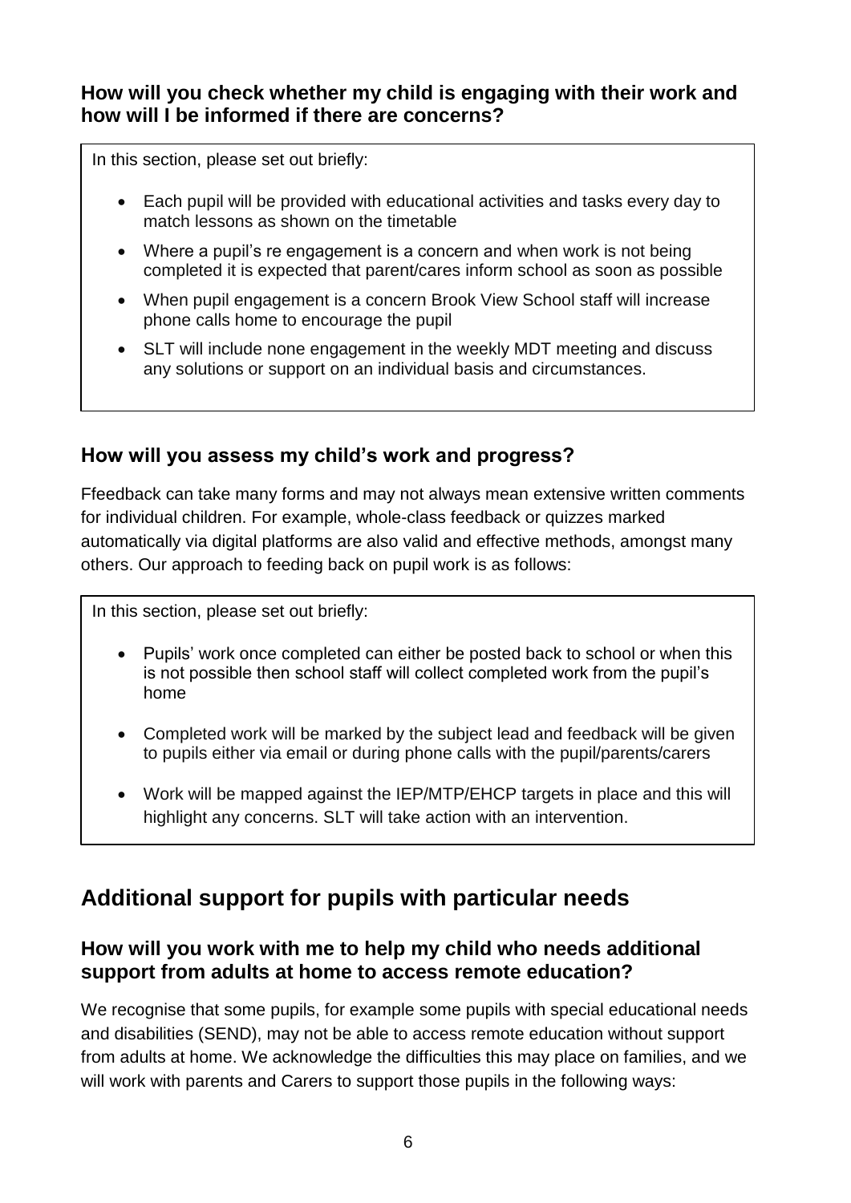### How will you check whether my child is engaging with their work and how will I be informed if there are concerns?

In this section, please set out briefly:

- Each pupil will be provided with educational activities and tasks every day to match lessons as shown on the timetable
- Where a pupil's re engagement is a concern and when work is not being completed it is expected that parent/cares inform school as soon as possible
- When pupil engagement is a concern Brook View School staff will increase phone calls home to encourage the pupil
- SLT will include none engagement in the weekly MDT meeting and discuss any solutions or support on an individual basis and circumstances.

### How will you assess my child's work and progress?

Ffeedback can take many forms and may not always mean extensive written comments for individual children. For example, whole-class feedback or quizzes marked automatically via digital platforms are also valid and effective methods, amongst many others. Our approach to feeding back on pupil work is as follows:

In this section, please set out briefly:

- Pupils' work once completed can either be posted back to school or when this is not possible then school staff will collect completed work from the pupil's home
- Completed work will be marked by the subject lead and feedback will be given to pupils either via email or during phone calls with the pupil/parents/carers
- Work will be mapped against the IEP/MTP/EHCP targets in place and this will highlight any concerns. SLT will take action with an intervention.

## Additional support for pupils with particular needs

### How will you work with me to help my child who needs additional support from adults at home to access remote education?

We recognise that some pupils, for example some pupils with special educational needs and disabilities (SEND), may not be able to access remote education without support from adults at home. We acknowledge the difficulties this may place on families, and we will work with parents and Carers to support those pupils in the following ways: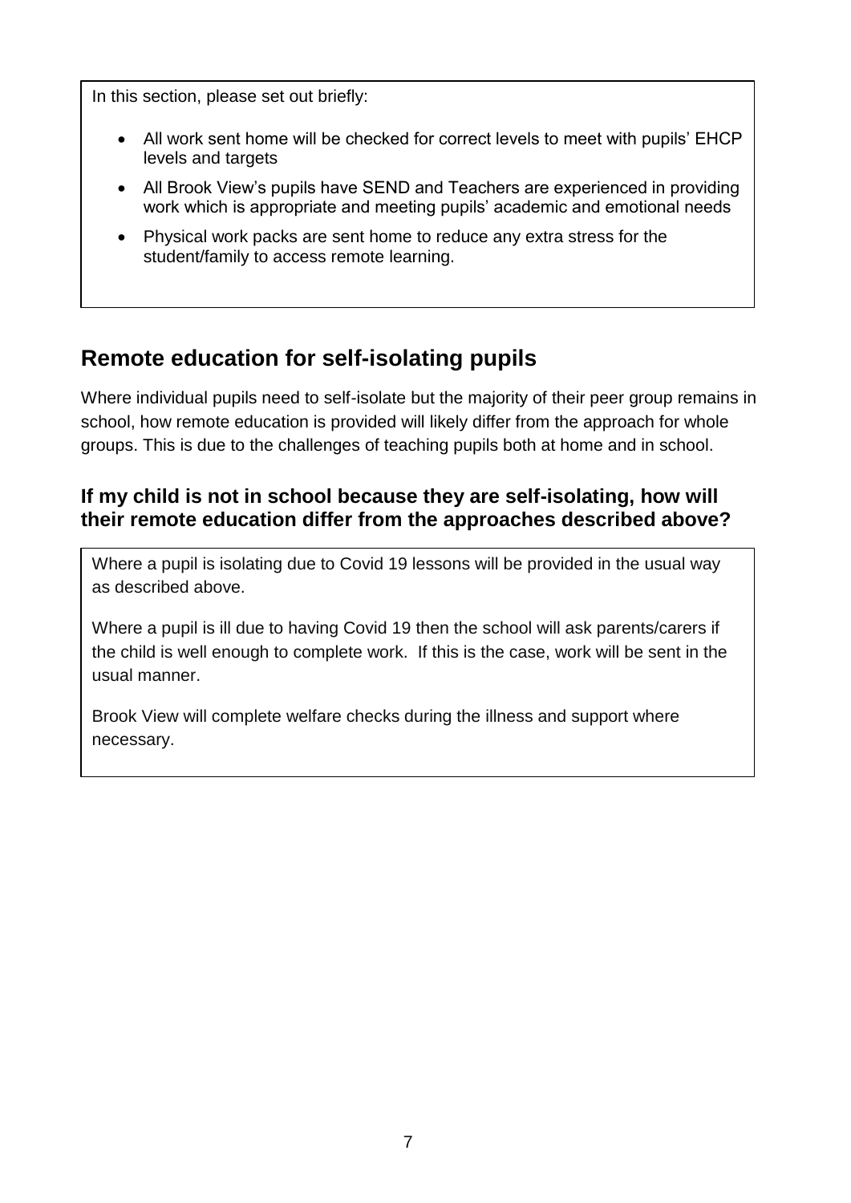In this section, please set out briefly:

- All work sent home will be checked for correct levels to meet with pupils' EHCP levels and targets
- All Brook View's pupils have SEND and Teachers are experienced in providing work which is appropriate and meeting pupils' academic and emotional needs
- Physical work packs are sent home to reduce any extra stress for the student/family to access remote learning.

## Remote education for self-isolating pupils

Where individual pupils need to self-isolate but the majority of their peer group remains in school, how remote education is provided will likely differ from the approach for whole groups. This is due to the challenges of teaching pupils both at home and in school.

### If my child is not in school because they are self-isolating, how will their remote education differ from the approaches described above?

Where a pupil is isolating due to Covid 19 lessons will be provided in the usual way as described above.

Where a pupil is ill due to having Covid 19 then the school will ask parents/carers if the child is well enough to complete work. If this is the case, work will be sent in the usual manner.

Brook View will complete welfare checks during the illness and support where necessary.